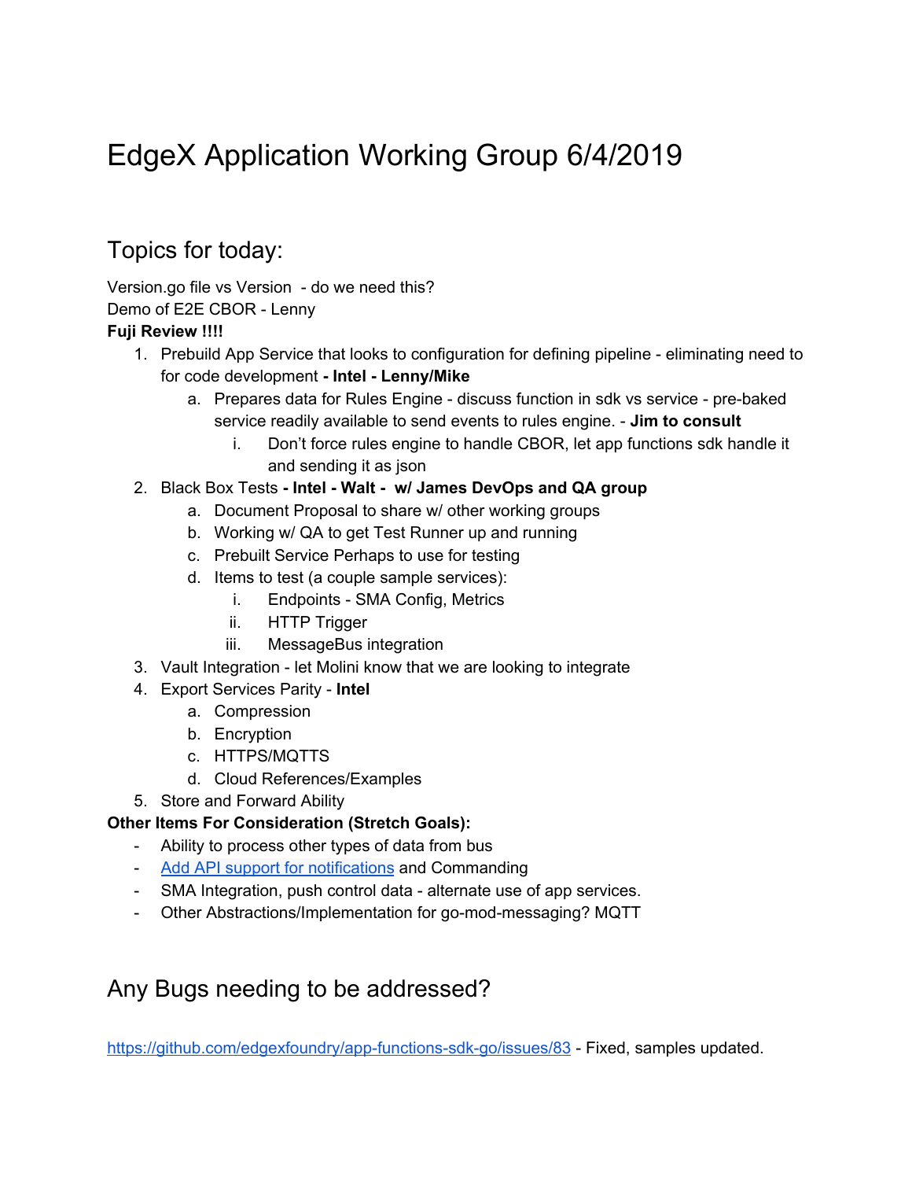# EdgeX Application Working Group 6/4/2019

## Topics for today:

Version.go file vs Version - do we need this?
Demo of E2E CBOR - Lenny
**Fuji Review !!!!**

1. Prebuild App Service that looks to configuration for defining pipeline - eliminating need to for code development **- Intel - Lenny/Mike**
   a. Prepares data for Rules Engine - discuss function in sdk vs service - pre-baked service readily available to send events to rules engine. - **Jim to consult**
      i. Don't force rules engine to handle CBOR, let app functions sdk handle it and sending it as json
2. Black Box Tests **- Intel - Walt - w/ James DevOps and QA group**
   a. Document Proposal to share w/ other working groups
   b. Working w/ QA to get Test Runner up and running
   c. Prebuilt Service Perhaps to use for testing
   d. Items to test (a couple sample services):
      i. Endpoints - SMA Config, Metrics
      ii. HTTP Trigger
      iii. MessageBus integration
3. Vault Integration - let Molini know that we are looking to integrate
4. Export Services Parity - **Intel**
   a. Compression
   b. Encryption
   c. HTTPS/MQTTS
   d. Cloud References/Examples
5. Store and Forward Ability

**Other Items For Consideration (Stretch Goals):**

- Ability to process other types of data from bus
- [Add API support for notifications](#) and Commanding
- SMA Integration, push control data - alternate use of app services.
- Other Abstractions/Implementation for go-mod-messaging? MQTT

## Any Bugs needing to be addressed?

[https://github.com/edgexfoundry/app-functions-sdk-go/issues/83](https://github.com/edgexfoundry/app-functions-sdk-go/issues/83) - Fixed, samples updated.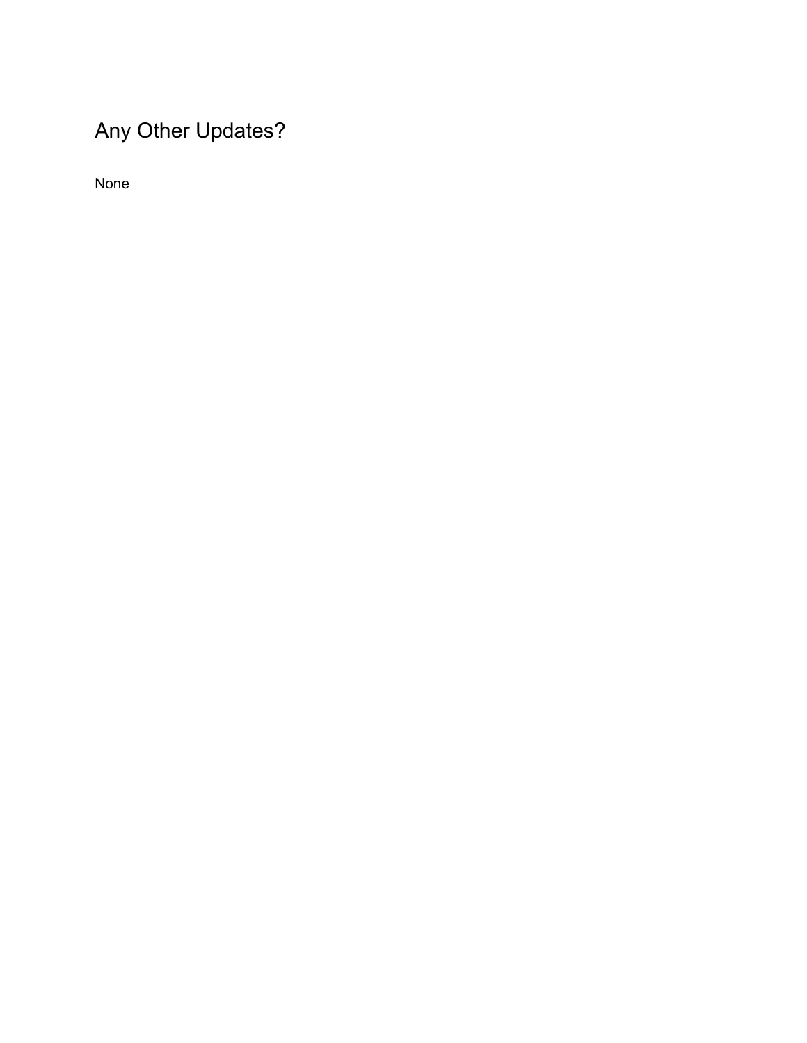# Any Other Updates?

None